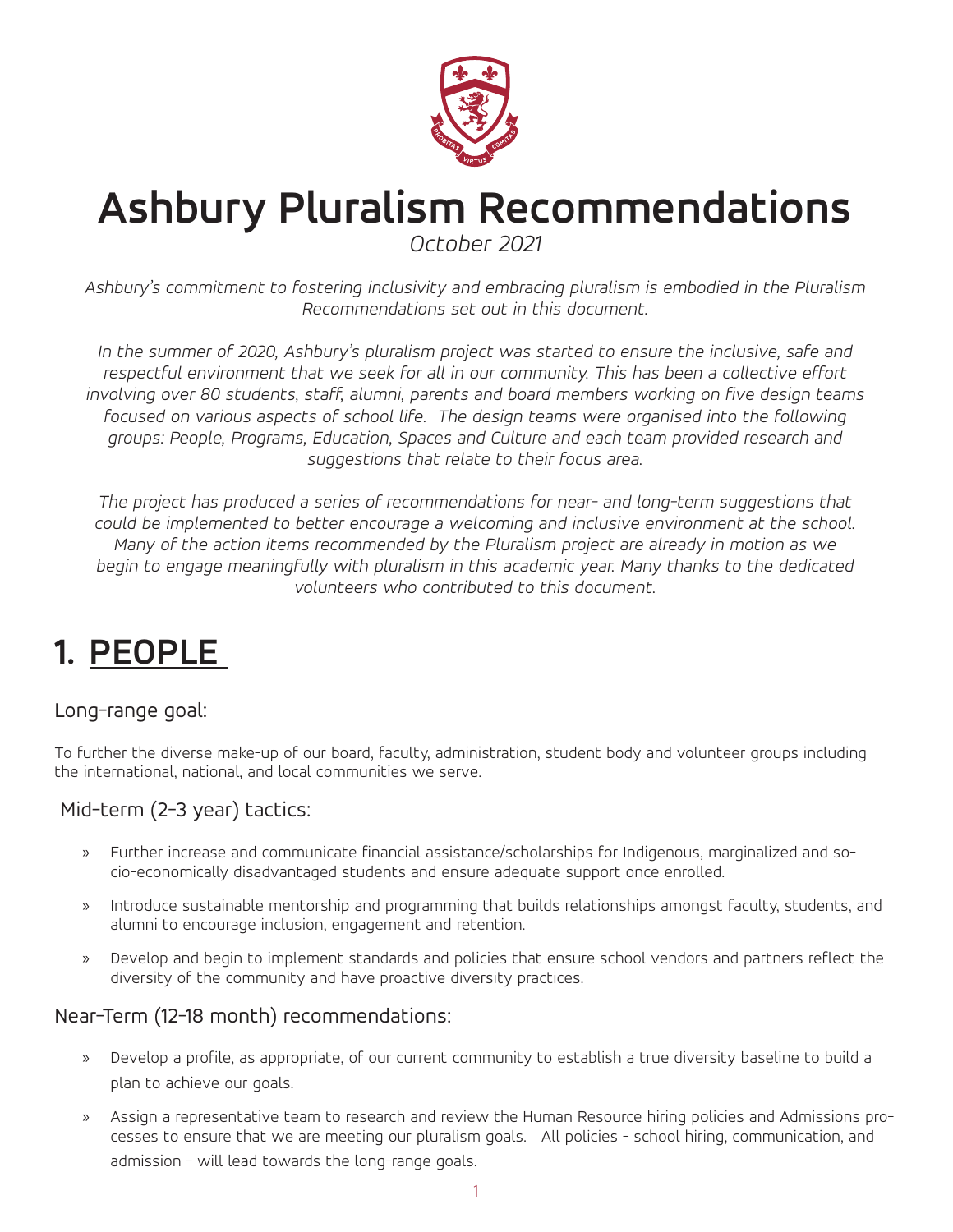# Ashbury Pluralism Recommendations

*October 2021*

*Ashbury's commitment to fostering inclusivity and embracing pluralism is embodied in the Pluralism Recommendations set out in this document.*

*In the summer of 2020, Ashbury's pluralism project was started to ensure the inclusive, safe and respectful environment that we seek for all in our community. This has been a collective effort involving over 80 students, staff, alumni, parents and board members working on five design teams focused on various aspects of school life. The design teams were organised into the following groups: People, Programs, Education, Spaces and Culture and each team provided research and suggestions that relate to their focus area.*

*The project has produced a series of recommendations for near- and long-term suggestions that could be implemented to better encourage a welcoming and inclusive environment at the school. Many of the action items recommended by the Pluralism project are already in motion as we begin to engage meaningfully with pluralism in this academic year. Many thanks to the dedicated volunteers who contributed to this document.*

## 1. PEOPLE

### Long-range goal:

To further the diverse make-up of our board, faculty, administration, student body and volunteer groups including the international, national, and local communities we serve.

### Mid-term (2-3 year) tactics:

- Further increase and communicate financial assistance/scholarships for Indigenous, marginalized and socio-economically disadvantaged students and ensure adequate support once enrolled.
- Introduce sustainable mentorship and programming that builds relationships amongst faculty, students, and alumni to encourage inclusion, engagement and retention.
- Develop and begin to implement standards and policies that ensure school vendors and partners reflect the diversity of the community and have proactive diversity practices.

### Near-Term (12-18 month) recommendations:

- Develop a profile, as appropriate, of our current community to establish a true diversity baseline to build a plan to achieve our goals.
- Assign a representative team to research and review the Human Resource hiring policies and Admissions processes to ensure that we are meeting our pluralism goals. All policies - school hiring, communication, and admission - will lead towards the long-range goals.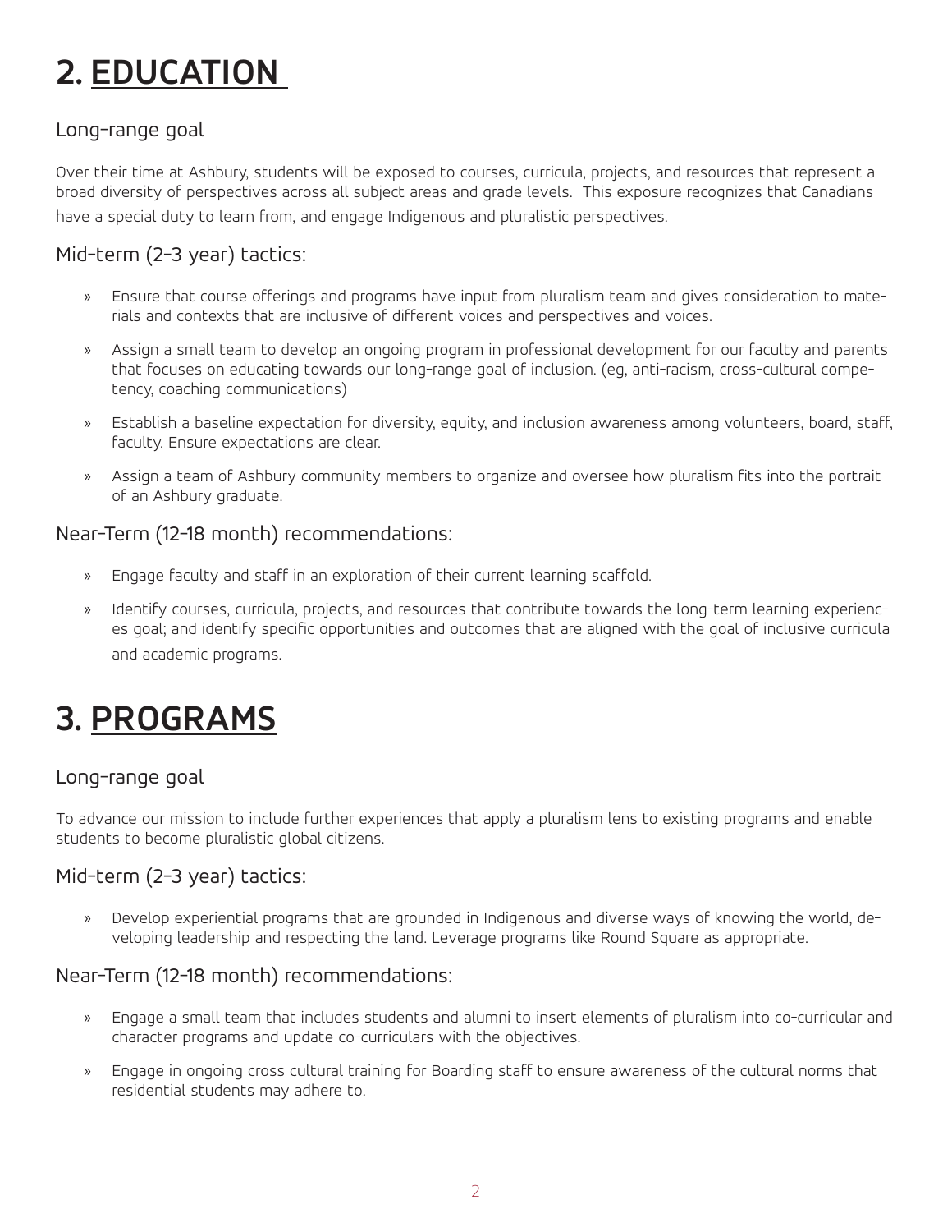# 2. EDUCATION

## Long-range goal

Over their time at Ashbury, students will be exposed to courses, curricula, projects, and resources that represent a broad diversity of perspectives across all subject areas and grade levels. This exposure recognizes that Canadians have a special duty to learn from, and engage Indigenous and pluralistic perspectives.

## Mid-term (2-3 year) tactics:

- Ensure that course offerings and programs have input from pluralism team and gives consideration to materials and contexts that are inclusive of different voices and perspectives and voices.
- Assign a small team to develop an ongoing program in professional development for our faculty and parents that focuses on educating towards our long-range goal of inclusion. (eg, anti-racism, cross-cultural competency, coaching communications)
- Establish a baseline expectation for diversity, equity, and inclusion awareness among volunteers, board, staff, faculty. Ensure expectations are clear.
- Assign a team of Ashbury community members to organize and oversee how pluralism fits into the portrait of an Ashbury graduate.

## Near-Term (12-18 month) recommendations:

- Engage faculty and staff in an exploration of their current learning scaffold.
- Identify courses, curricula, projects, and resources that contribute towards the long-term learning experiences goal; and identify specific opportunities and outcomes that are aligned with the goal of inclusive curricula and academic programs.

# 3. PROGRAMS

## Long-range goal

To advance our mission to include further experiences that apply a pluralism lens to existing programs and enable students to become pluralistic global citizens.

## Mid-term (2-3 year) tactics:

- Develop experiential programs that are grounded in Indigenous and diverse ways of knowing the world, developing leadership and respecting the land. Leverage programs like Round Square as appropriate.

## Near-Term (12-18 month) recommendations:

- Engage a small team that includes students and alumni to insert elements of pluralism into co-curricular and character programs and update co-curriculars with the objectives.
- Engage in ongoing cross cultural training for Boarding staff to ensure awareness of the cultural norms that residential students may adhere to.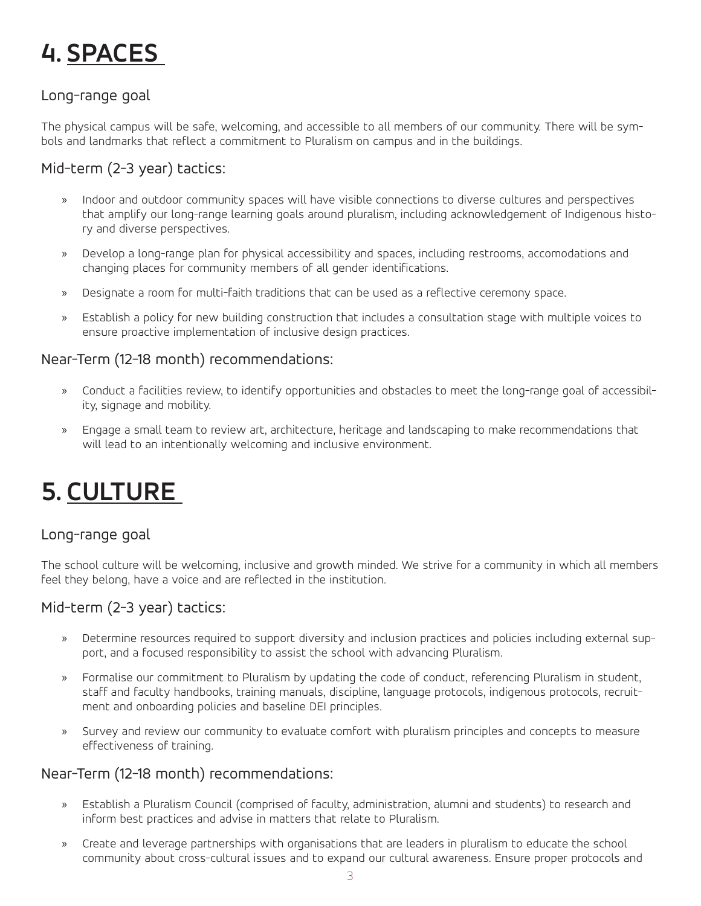# 4. SPACES

## Long-range goal

The physical campus will be safe, welcoming, and accessible to all members of our community. There will be symbols and landmarks that reflect a commitment to Pluralism on campus and in the buildings.

## Mid-term (2-3 year) tactics:

- Indoor and outdoor community spaces will have visible connections to diverse cultures and perspectives that amplify our long-range learning goals around pluralism, including acknowledgement of Indigenous history and diverse perspectives.
- Develop a long-range plan for physical accessibility and spaces, including restrooms, accomodations and changing places for community members of all gender identifications.
- Designate a room for multi-faith traditions that can be used as a reflective ceremony space.
- Establish a policy for new building construction that includes a consultation stage with multiple voices to ensure proactive implementation of inclusive design practices.

## Near-Term (12-18 month) recommendations:

- Conduct a facilities review, to identify opportunities and obstacles to meet the long-range goal of accessibility, signage and mobility.
- Engage a small team to review art, architecture, heritage and landscaping to make recommendations that will lead to an intentionally welcoming and inclusive environment.

# 5. CULTURE

## Long-range goal

The school culture will be welcoming, inclusive and growth minded. We strive for a community in which all members feel they belong, have a voice and are reflected in the institution.

## Mid-term (2-3 year) tactics:

- Determine resources required to support diversity and inclusion practices and policies including external support, and a focused responsibility to assist the school with advancing Pluralism.
- Formalise our commitment to Pluralism by updating the code of conduct, referencing Pluralism in student, staff and faculty handbooks, training manuals, discipline, language protocols, indigenous protocols, recruitment and onboarding policies and baseline DEI principles.
- Survey and review our community to evaluate comfort with pluralism principles and concepts to measure effectiveness of training.

## Near-Term (12-18 month) recommendations:

- Establish a Pluralism Council (comprised of faculty, administration, alumni and students) to research and inform best practices and advise in matters that relate to Pluralism.
- Create and leverage partnerships with organisations that are leaders in pluralism to educate the school community about cross-cultural issues and to expand our cultural awareness. Ensure proper protocols and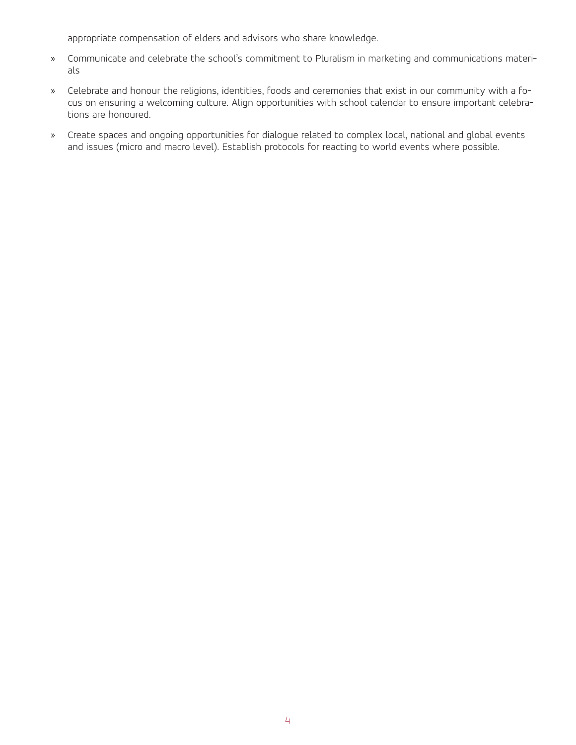appropriate compensation of elders and advisors who share knowledge.

- Communicate and celebrate the school's commitment to Pluralism in marketing and communications materials
- Celebrate and honour the religions, identities, foods and ceremonies that exist in our community with a focus on ensuring a welcoming culture. Align opportunities with school calendar to ensure important celebrations are honoured.
- Create spaces and ongoing opportunities for dialogue related to complex local, national and global events and issues (micro and macro level). Establish protocols for reacting to world events where possible.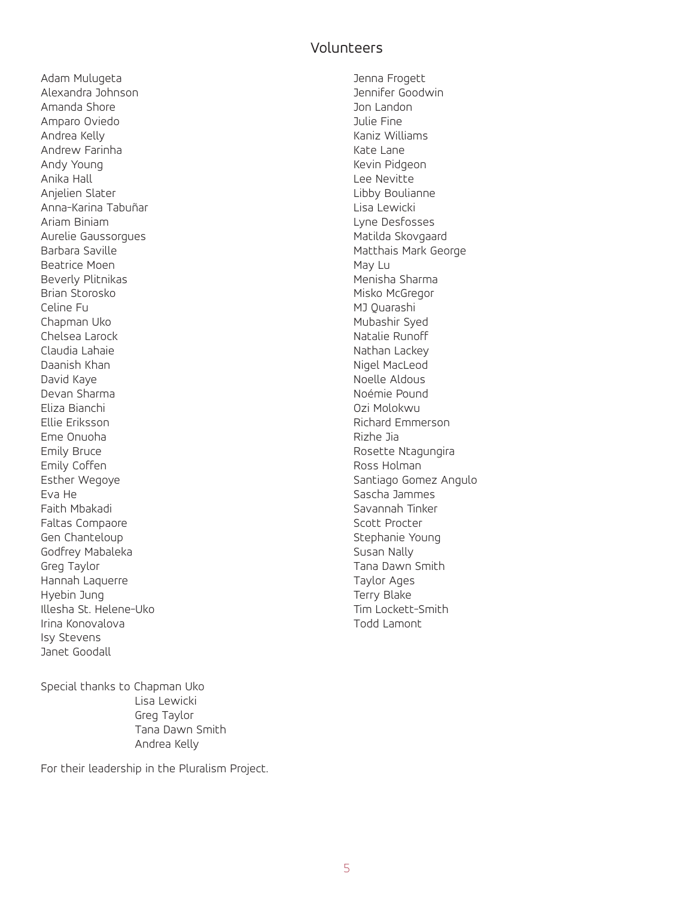# Volunteers

Adam Mulugeta
Alexandra Johnson
Amanda Shore
Amparo Oviedo
Andrea Kelly
Andrew Farinha
Andy Young
Anika Hall
Anjelien Slater
Anna-Karina Tabuñar
Ariam Biniam
Aurelie Gaussorgues
Barbara Saville
Beatrice Moen
Beverly Plitnikas
Brian Storosko
Celine Fu
Chapman Uko
Chelsea Larock
Claudia Lahaie
Daanish Khan
David Kaye
Devan Sharma
Eliza Bianchi
Ellie Eriksson
Eme Onuoha
Emily Bruce
Emily Coffen
Esther Wegoye
Eva He
Faith Mbakadi
Faltas Compaore
Gen Chanteloup
Godfrey Mabaleka
Greg Taylor
Hannah Laquerre
Hyebin Jung
Illesha St. Helene-Uko
Irina Konovalova
Isy Stevens
Janet Goodall
Jenna Frogett
Jennifer Goodwin
Jon Landon
Julie Fine
Kaniz Williams
Kate Lane
Kevin Pidgeon
Lee Nevitte
Libby Boulianne
Lisa Lewicki
Lyne Desfosses
Matilda Skovgaard
Matthais Mark George
May Lu
Menisha Sharma
Misko McGregor
MJ Quarashi
Mubashir Syed
Natalie Runoff
Nathan Lackey
Nigel MacLeod
Noelle Aldous
Noémie Pound
Ozi Molokwu
Richard Emmerson
Rizhe Jia
Rosette Ntagungira
Ross Holman
Santiago Gomez Angulo
Sascha Jammes
Savannah Tinker
Scott Procter
Stephanie Young
Susan Nally
Tana Dawn Smith
Taylor Ages
Terry Blake
Tim Lockett-Smith
Todd Lamont

Special thanks to Chapman Uko
Lisa Lewicki
Greg Taylor
Tana Dawn Smith
Andrea Kelly

For their leadership in the Pluralism Project.